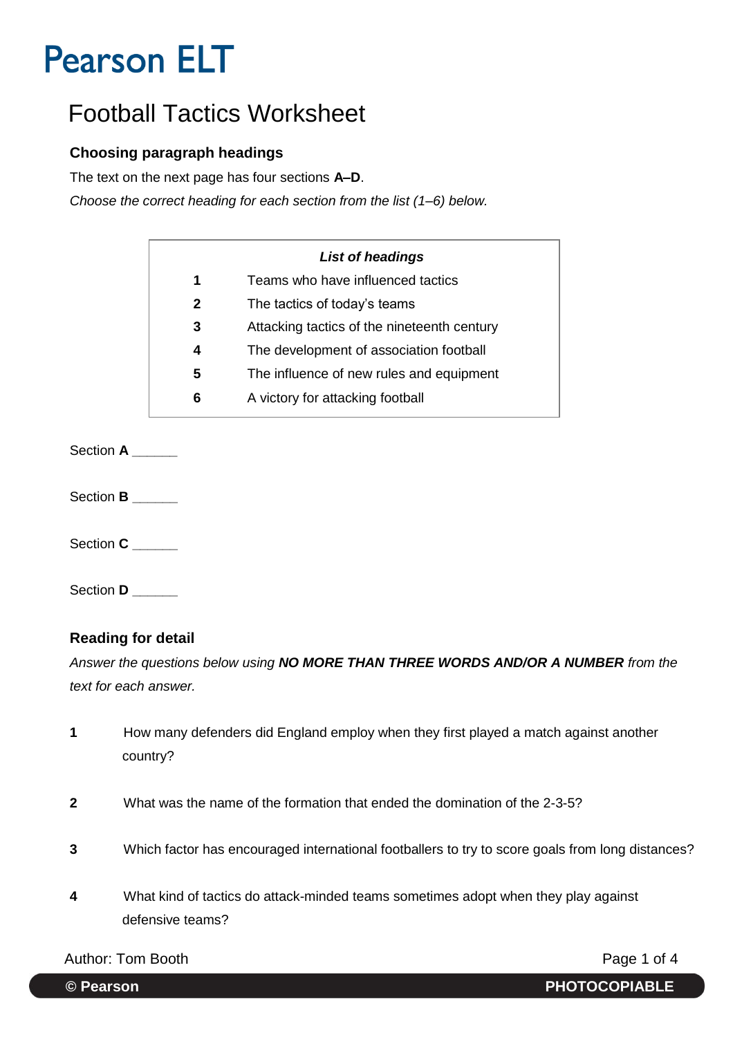# Pearson ELT

## Football Tactics Worksheet

### Choosing paragraph headings

The text on the next page has four sections **A–D**.

*Choose the correct heading for each section from the list (1–6) below.*

| *List of headings* | |
|---|---|
| **1** | Teams who have influenced tactics |
| **2** | The tactics of today's teams |
| **3** | Attacking tactics of the nineteenth century |
| **4** | The development of association football |
| **5** | The influence of new rules and equipment |
| **6** | A victory for attacking football |

Section **A** ______

Section **B** ______

Section **C** ______

Section **D** ______

### Reading for detail

*Answer the questions below using* ***NO MORE THAN THREE WORDS AND/OR A NUMBER*** *from the text for each answer.*

**1** How many defenders did England employ when they first played a match against another country?

**2** What was the name of the formation that ended the domination of the 2-3-5?

**3** Which factor has encouraged international footballers to try to score goals from long distances?

**4** What kind of tactics do attack-minded teams sometimes adopt when they play against defensive teams?

Author: Tom Booth

© Pearson PHOTOCOPIABLE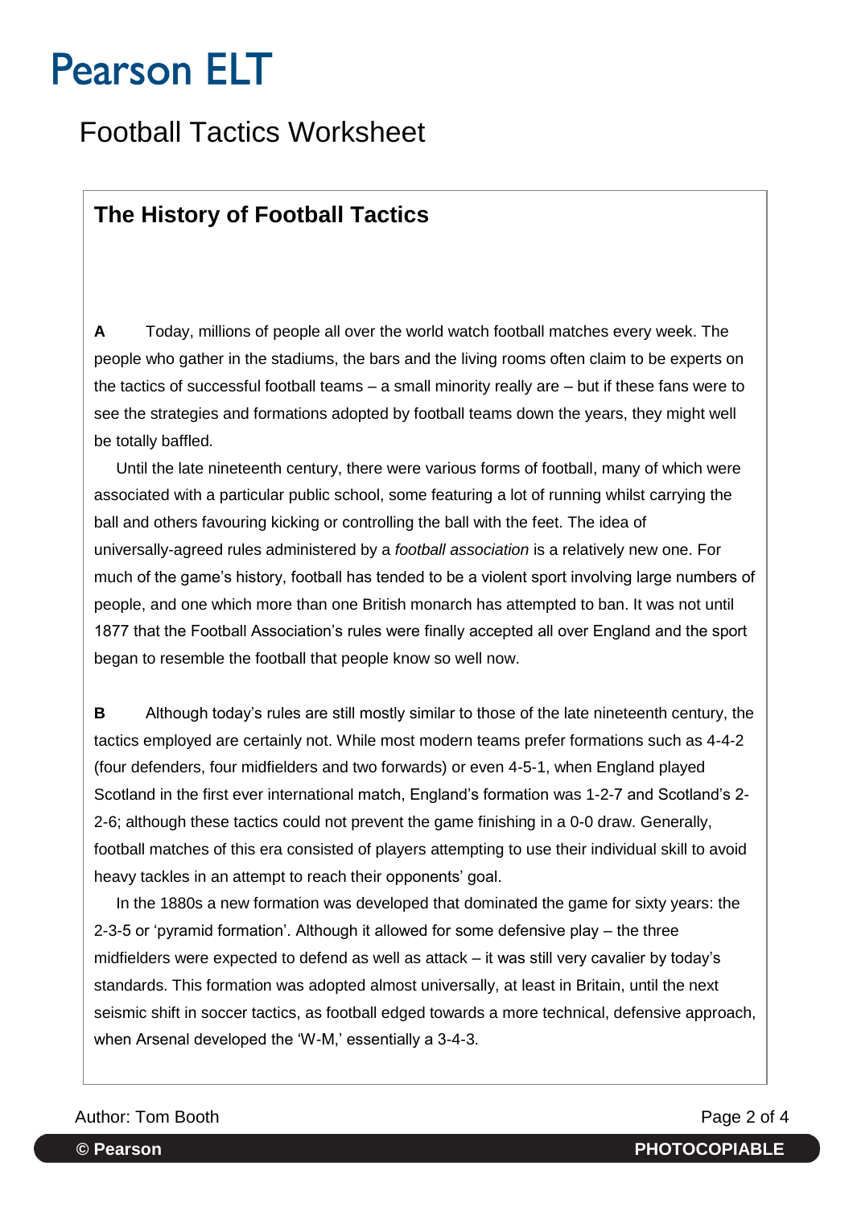# Pearson ELT

## Football Tactics Worksheet

### The History of Football Tactics

**A** Today, millions of people all over the world watch football matches every week. The people who gather in the stadiums, the bars and the living rooms often claim to be experts on the tactics of successful football teams – a small minority really are – but if these fans were to see the strategies and formations adopted by football teams down the years, they might well be totally baffled.

Until the late nineteenth century, there were various forms of football, many of which were associated with a particular public school, some featuring a lot of running whilst carrying the ball and others favouring kicking or controlling the ball with the feet. The idea of universally-agreed rules administered by a *football association* is a relatively new one. For much of the game's history, football has tended to be a violent sport involving large numbers of people, and one which more than one British monarch has attempted to ban. It was not until 1877 that the Football Association's rules were finally accepted all over England and the sport began to resemble the football that people know so well now.

**B** Although today's rules are still mostly similar to those of the late nineteenth century, the tactics employed are certainly not. While most modern teams prefer formations such as 4-4-2 (four defenders, four midfielders and two forwards) or even 4-5-1, when England played Scotland in the first ever international match, England's formation was 1-2-7 and Scotland's 2-2-6; although these tactics could not prevent the game finishing in a 0-0 draw. Generally, football matches of this era consisted of players attempting to use their individual skill to avoid heavy tackles in an attempt to reach their opponents' goal.

In the 1880s a new formation was developed that dominated the game for sixty years: the 2-3-5 or 'pyramid formation'. Although it allowed for some defensive play – the three midfielders were expected to defend as well as attack – it was still very cavalier by today's standards. This formation was adopted almost universally, at least in Britain, until the next seismic shift in soccer tactics, as football edged towards a more technical, defensive approach, when Arsenal developed the 'W-M,' essentially a 3-4-3.

Author: Tom Booth

© Pearson PHOTOCOPIABLE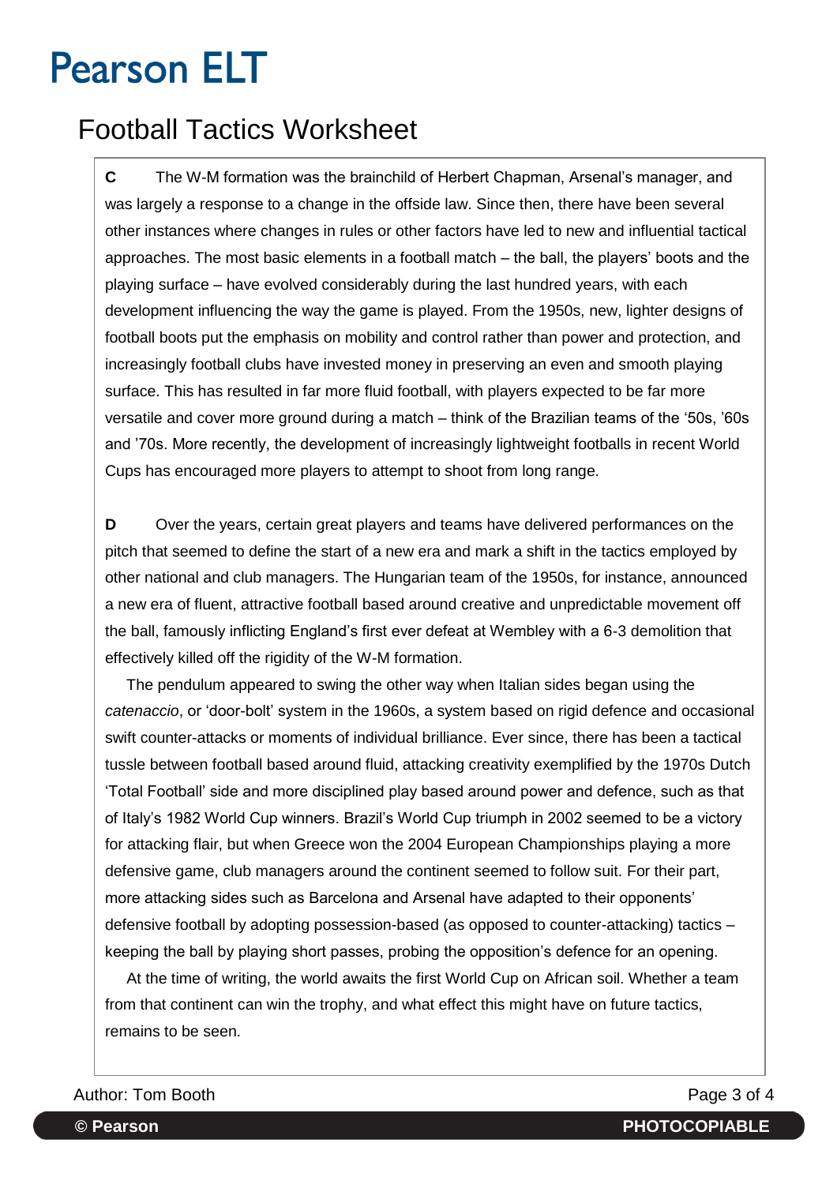# Football Tactics Worksheet

**C** The W-M formation was the brainchild of Herbert Chapman, Arsenal's manager, and was largely a response to a change in the offside law. Since then, there have been several other instances where changes in rules or other factors have led to new and influential tactical approaches. The most basic elements in a football match – the ball, the players' boots and the playing surface – have evolved considerably during the last hundred years, with each development influencing the way the game is played. From the 1950s, new, lighter designs of football boots put the emphasis on mobility and control rather than power and protection, and increasingly football clubs have invested money in preserving an even and smooth playing surface. This has resulted in far more fluid football, with players expected to be far more versatile and cover more ground during a match – think of the Brazilian teams of the '50s, '60s and '70s. More recently, the development of increasingly lightweight footballs in recent World Cups has encouraged more players to attempt to shoot from long range.

**D** Over the years, certain great players and teams have delivered performances on the pitch that seemed to define the start of a new era and mark a shift in the tactics employed by other national and club managers. The Hungarian team of the 1950s, for instance, announced a new era of fluent, attractive football based around creative and unpredictable movement off the ball, famously inflicting England's first ever defeat at Wembley with a 6-3 demolition that effectively killed off the rigidity of the W-M formation.

The pendulum appeared to swing the other way when Italian sides began using the *catenaccio*, or 'door-bolt' system in the 1960s, a system based on rigid defence and occasional swift counter-attacks or moments of individual brilliance. Ever since, there has been a tactical tussle between football based around fluid, attacking creativity exemplified by the 1970s Dutch 'Total Football' side and more disciplined play based around power and defence, such as that of Italy's 1982 World Cup winners. Brazil's World Cup triumph in 2002 seemed to be a victory for attacking flair, but when Greece won the 2004 European Championships playing a more defensive game, club managers around the continent seemed to follow suit. For their part, more attacking sides such as Barcelona and Arsenal have adapted to their opponents' defensive football by adopting possession-based (as opposed to counter-attacking) tactics – keeping the ball by playing short passes, probing the opposition's defence for an opening.

At the time of writing, the world awaits the first World Cup on African soil. Whether a team from that continent can win the trophy, and what effect this might have on future tactics, remains to be seen.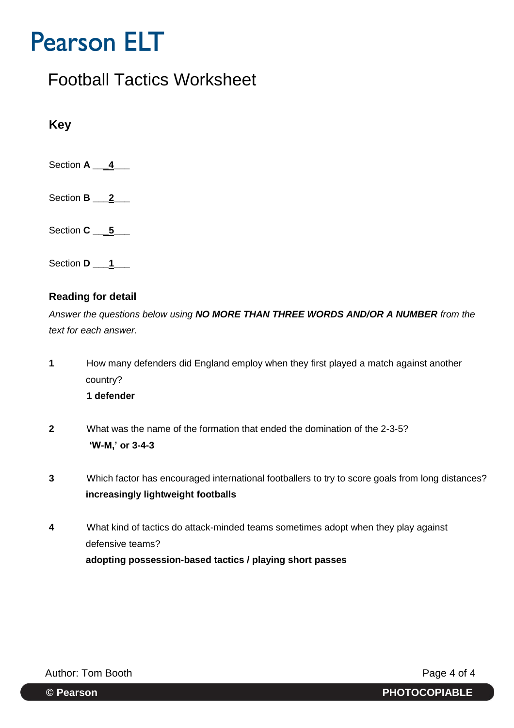Pearson ELT

# Football Tactics Worksheet

## Key

Section **A** ___4___

Section **B** ___2___

Section **C** ___5___

Section **D** ___1___

### Reading for detail

*Answer the questions below using* ***NO MORE THAN THREE WORDS AND/OR A NUMBER*** *from the text for each answer.*

**1** How many defenders did England employ when they first played a match against another country?
**1 defender**

**2** What was the name of the formation that ended the domination of the 2-3-5?
**'W-M,' or 3-4-3**

**3** Which factor has encouraged international footballers to try to score goals from long distances?
**increasingly lightweight footballs**

**4** What kind of tactics do attack-minded teams sometimes adopt when they play against defensive teams?
**adopting possession-based tactics / playing short passes**

Author: Tom Booth

© Pearson PHOTOCOPIABLE